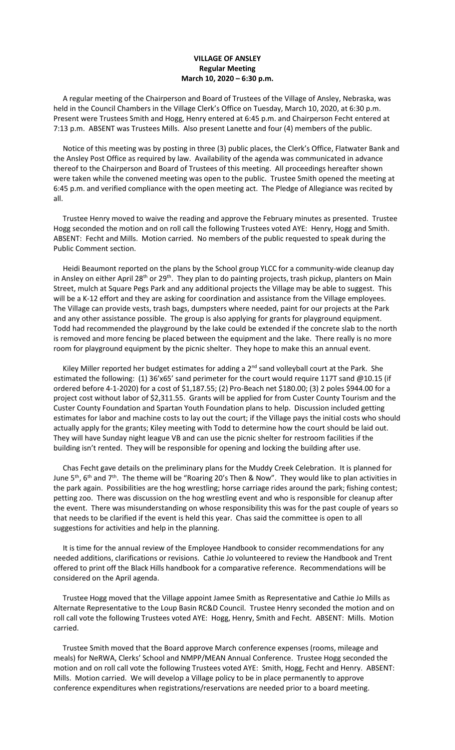**VILLAGE OF ANSLEY**
**Regular Meeting**
**March 10, 2020 – 6:30 p.m.**

A regular meeting of the Chairperson and Board of Trustees of the Village of Ansley, Nebraska, was held in the Council Chambers in the Village Clerk's Office on Tuesday, March 10, 2020, at 6:30 p.m. Present were Trustees Smith and Hogg, Henry entered at 6:45 p.m. and Chairperson Fecht entered at 7:13 p.m. ABSENT was Trustees Mills. Also present Lanette and four (4) members of the public.

Notice of this meeting was by posting in three (3) public places, the Clerk's Office, Flatwater Bank and the Ansley Post Office as required by law. Availability of the agenda was communicated in advance thereof to the Chairperson and Board of Trustees of this meeting. All proceedings hereafter shown were taken while the convened meeting was open to the public. Trustee Smith opened the meeting at 6:45 p.m. and verified compliance with the open meeting act. The Pledge of Allegiance was recited by all.

Trustee Henry moved to waive the reading and approve the February minutes as presented. Trustee Hogg seconded the motion and on roll call the following Trustees voted AYE: Henry, Hogg and Smith. ABSENT: Fecht and Mills. Motion carried. No members of the public requested to speak during the Public Comment section.

Heidi Beaumont reported on the plans by the School group YLCC for a community-wide cleanup day in Ansley on either April 28th or 29th. They plan to do painting projects, trash pickup, planters on Main Street, mulch at Square Pegs Park and any additional projects the Village may be able to suggest. This will be a K-12 effort and they are asking for coordination and assistance from the Village employees. The Village can provide vests, trash bags, dumpsters where needed, paint for our projects at the Park and any other assistance possible. The group is also applying for grants for playground equipment. Todd had recommended the playground by the lake could be extended if the concrete slab to the north is removed and more fencing be placed between the equipment and the lake. There really is no more room for playground equipment by the picnic shelter. They hope to make this an annual event.

Kiley Miller reported her budget estimates for adding a 2nd sand volleyball court at the Park. She estimated the following: (1) 36'x65' sand perimeter for the court would require 117T sand @10.15 (if ordered before 4-1-2020) for a cost of $1,187.55; (2) Pro-Beach net $180.00; (3) 2 poles $944.00 for a project cost without labor of $2,311.55. Grants will be applied for from Custer County Tourism and the Custer County Foundation and Spartan Youth Foundation plans to help. Discussion included getting estimates for labor and machine costs to lay out the court; if the Village pays the initial costs who should actually apply for the grants; Kiley meeting with Todd to determine how the court should be laid out. They will have Sunday night league VB and can use the picnic shelter for restroom facilities if the building isn't rented. They will be responsible for opening and locking the building after use.

Chas Fecht gave details on the preliminary plans for the Muddy Creek Celebration. It is planned for June 5th, 6th and 7th. The theme will be "Roaring 20's Then & Now". They would like to plan activities in the park again. Possibilities are the hog wrestling; horse carriage rides around the park; fishing contest; petting zoo. There was discussion on the hog wrestling event and who is responsible for cleanup after the event. There was misunderstanding on whose responsibility this was for the past couple of years so that needs to be clarified if the event is held this year. Chas said the committee is open to all suggestions for activities and help in the planning.

It is time for the annual review of the Employee Handbook to consider recommendations for any needed additions, clarifications or revisions. Cathie Jo volunteered to review the Handbook and Trent offered to print off the Black Hills handbook for a comparative reference. Recommendations will be considered on the April agenda.

Trustee Hogg moved that the Village appoint Jamee Smith as Representative and Cathie Jo Mills as Alternate Representative to the Loup Basin RC&D Council. Trustee Henry seconded the motion and on roll call vote the following Trustees voted AYE: Hogg, Henry, Smith and Fecht. ABSENT: Mills. Motion carried.

Trustee Smith moved that the Board approve March conference expenses (rooms, mileage and meals) for NeRWA, Clerks' School and NMPP/MEAN Annual Conference. Trustee Hogg seconded the motion and on roll call vote the following Trustees voted AYE: Smith, Hogg, Fecht and Henry. ABSENT: Mills. Motion carried. We will develop a Village policy to be in place permanently to approve conference expenditures when registrations/reservations are needed prior to a board meeting.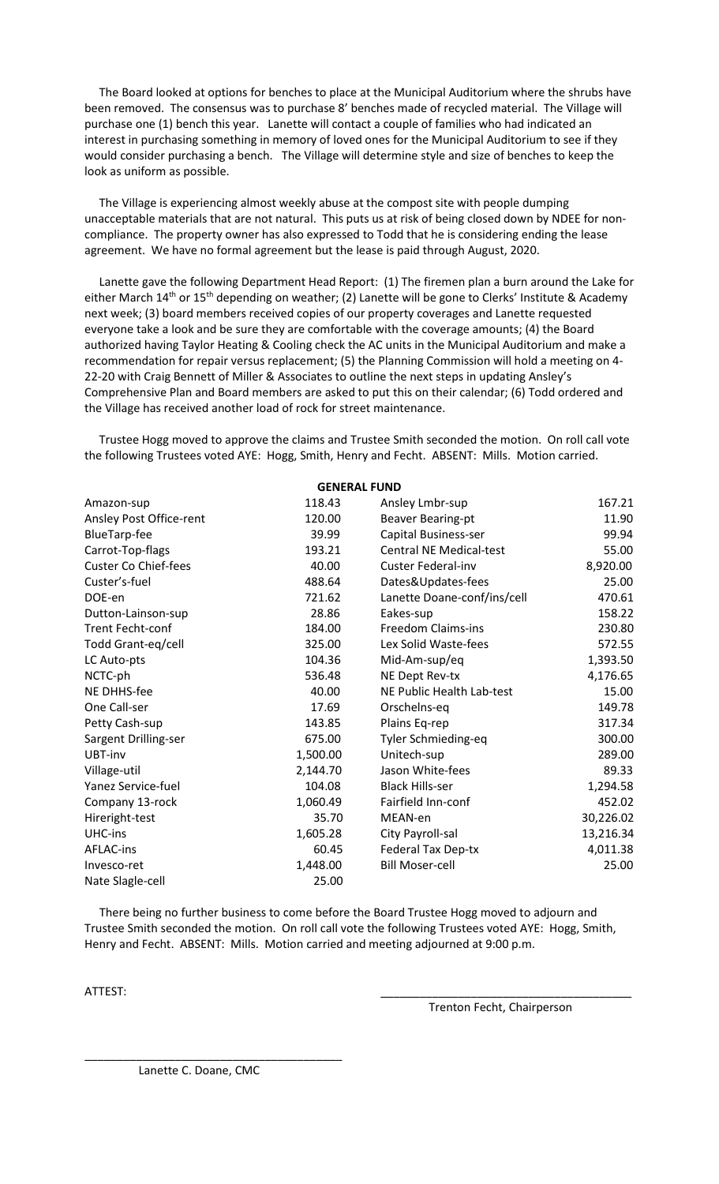The Board looked at options for benches to place at the Municipal Auditorium where the shrubs have been removed. The consensus was to purchase 8' benches made of recycled material. The Village will purchase one (1) bench this year. Lanette will contact a couple of families who had indicated an interest in purchasing something in memory of loved ones for the Municipal Auditorium to see if they would consider purchasing a bench. The Village will determine style and size of benches to keep the look as uniform as possible.

The Village is experiencing almost weekly abuse at the compost site with people dumping unacceptable materials that are not natural. This puts us at risk of being closed down by NDEE for non-compliance. The property owner has also expressed to Todd that he is considering ending the lease agreement. We have no formal agreement but the lease is paid through August, 2020.

Lanette gave the following Department Head Report: (1) The firemen plan a burn around the Lake for either March 14th or 15th depending on weather; (2) Lanette will be gone to Clerks' Institute & Academy next week; (3) board members received copies of our property coverages and Lanette requested everyone take a look and be sure they are comfortable with the coverage amounts; (4) the Board authorized having Taylor Heating & Cooling check the AC units in the Municipal Auditorium and make a recommendation for repair versus replacement; (5) the Planning Commission will hold a meeting on 4-22-20 with Craig Bennett of Miller & Associates to outline the next steps in updating Ansley's Comprehensive Plan and Board members are asked to put this on their calendar; (6) Todd ordered and the Village has received another load of rock for street maintenance.

Trustee Hogg moved to approve the claims and Trustee Smith seconded the motion. On roll call vote the following Trustees voted AYE: Hogg, Smith, Henry and Fecht. ABSENT: Mills. Motion carried.

**GENERAL FUND**

| | | | |
|---|---|---|---|
| Amazon-sup | 118.43 | Ansley Lmbr-sup | 167.21 |
| Ansley Post Office-rent | 120.00 | Beaver Bearing-pt | 11.90 |
| BlueTarp-fee | 39.99 | Capital Business-ser | 99.94 |
| Carrot-Top-flags | 193.21 | Central NE Medical-test | 55.00 |
| Custer Co Chief-fees | 40.00 | Custer Federal-inv | 8,920.00 |
| Custer's-fuel | 488.64 | Dates&Updates-fees | 25.00 |
| DOE-en | 721.62 | Lanette Doane-conf/ins/cell | 470.61 |
| Dutton-Lainson-sup | 28.86 | Eakes-sup | 158.22 |
| Trent Fecht-conf | 184.00 | Freedom Claims-ins | 230.80 |
| Todd Grant-eq/cell | 325.00 | Lex Solid Waste-fees | 572.55 |
| LC Auto-pts | 104.36 | Mid-Am-sup/eq | 1,393.50 |
| NCTC-ph | 536.48 | NE Dept Rev-tx | 4,176.65 |
| NE DHHS-fee | 40.00 | NE Public Health Lab-test | 15.00 |
| One Call-ser | 17.69 | Orschelns-eq | 149.78 |
| Petty Cash-sup | 143.85 | Plains Eq-rep | 317.34 |
| Sargent Drilling-ser | 675.00 | Tyler Schmieding-eq | 300.00 |
| UBT-inv | 1,500.00 | Unitech-sup | 289.00 |
| Village-util | 2,144.70 | Jason White-fees | 89.33 |
| Yanez Service-fuel | 104.08 | Black Hills-ser | 1,294.58 |
| Company 13-rock | 1,060.49 | Fairfield Inn-conf | 452.02 |
| Hireright-test | 35.70 | MEAN-en | 30,226.02 |
| UHC-ins | 1,605.28 | City Payroll-sal | 13,216.34 |
| AFLAC-ins | 60.45 | Federal Tax Dep-tx | 4,011.38 |
| Invesco-ret | 1,448.00 | Bill Moser-cell | 25.00 |
| Nate Slagle-cell | 25.00 | | |

There being no further business to come before the Board Trustee Hogg moved to adjourn and Trustee Smith seconded the motion. On roll call vote the following Trustees voted AYE: Hogg, Smith, Henry and Fecht. ABSENT: Mills. Motion carried and meeting adjourned at 9:00 p.m.

ATTEST:

\_\_\_\_\_\_\_\_\_\_\_\_\_\_\_\_\_\_\_\_\_\_\_\_\_\_\_\_\_\_\_\_\_\_\_\_\_\_\_\_

Trenton Fecht, Chairperson

\_\_\_\_\_\_\_\_\_\_\_\_\_\_\_\_\_\_\_\_\_\_\_\_\_\_\_\_\_\_\_\_\_\_\_\_\_\_\_\_

Lanette C. Doane, CMC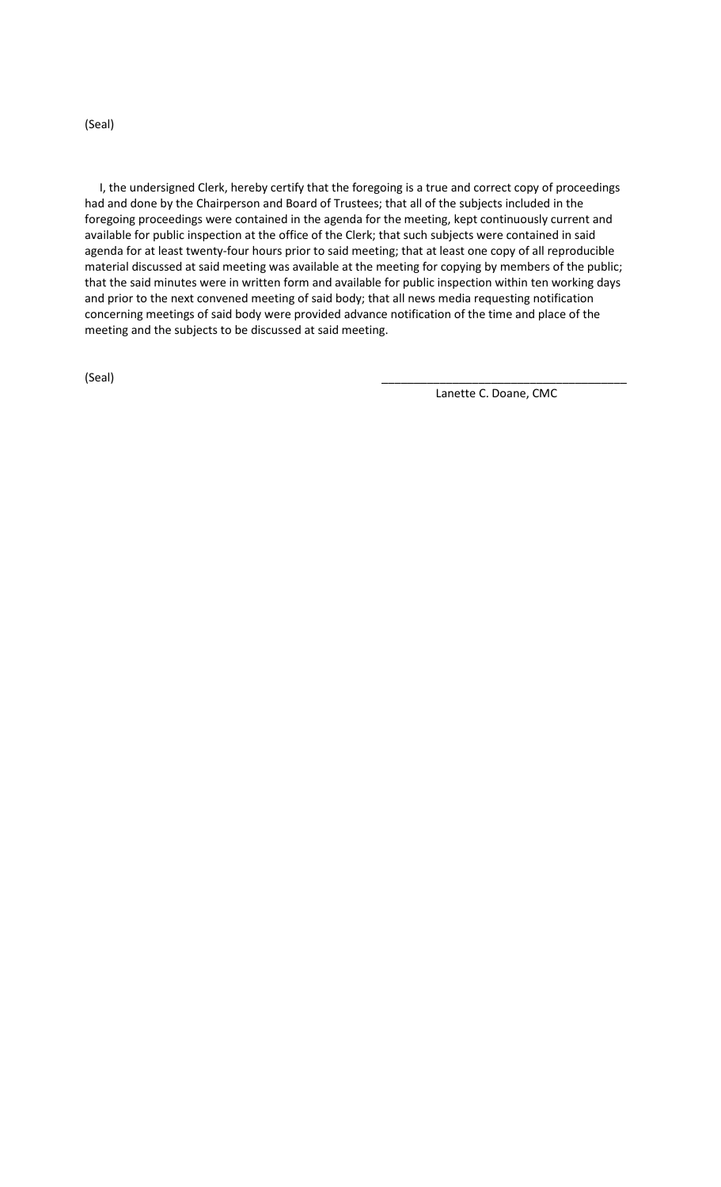(Seal)

I, the undersigned Clerk, hereby certify that the foregoing is a true and correct copy of proceedings had and done by the Chairperson and Board of Trustees; that all of the subjects included in the foregoing proceedings were contained in the agenda for the meeting, kept continuously current and available for public inspection at the office of the Clerk; that such subjects were contained in said agenda for at least twenty-four hours prior to said meeting; that at least one copy of all reproducible material discussed at said meeting was available at the meeting for copying by members of the public; that the said minutes were in written form and available for public inspection within ten working days and prior to the next convened meeting of said body; that all news media requesting notification concerning meetings of said body were provided advance notification of the time and place of the meeting and the subjects to be discussed at said meeting.

(Seal)

_______________________________________

Lanette C. Doane, CMC